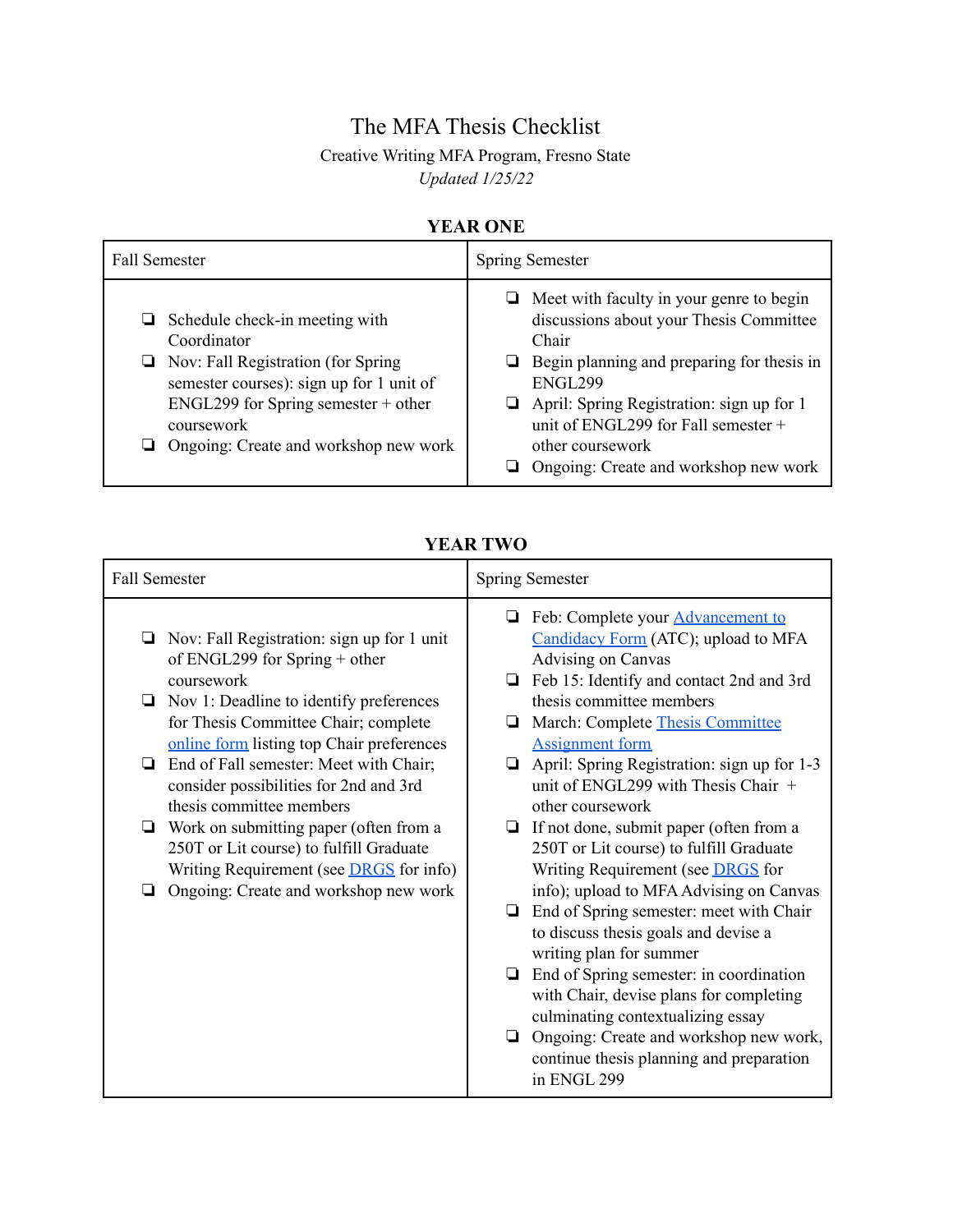# The MFA Thesis Checklist

Creative Writing MFA Program, Fresno State

*Updated 1/25/22*

## YEAR ONE

| Fall Semester | Spring Semester |
|---|---|
| ❏ Schedule check-in meeting with Coordinator<br>❏ Nov: Fall Registration (for Spring semester courses): sign up for 1 unit of ENGL299 for Spring semester + other coursework<br>❏ Ongoing: Create and workshop new work | ❏ Meet with faculty in your genre to begin discussions about your Thesis Committee Chair<br>❏ Begin planning and preparing for thesis in ENGL299<br>❏ April: Spring Registration: sign up for 1 unit of ENGL299 for Fall semester + other coursework<br>❏ Ongoing: Create and workshop new work |

## YEAR TWO

| Fall Semester | Spring Semester |
|---|---|
| ❏ Nov: Fall Registration: sign up for 1 unit of ENGL299 for Spring + other coursework<br>❏ Nov 1: Deadline to identify preferences for Thesis Committee Chair; complete online form listing top Chair preferences<br>❏ End of Fall semester: Meet with Chair; consider possibilities for 2nd and 3rd thesis committee members<br>❏ Work on submitting paper (often from a 250T or Lit course) to fulfill Graduate Writing Requirement (see DRGS for info)<br>❏ Ongoing: Create and workshop new work | ❏ Feb: Complete your Advancement to Candidacy Form (ATC); upload to MFA Advising on Canvas<br>❏ Feb 15: Identify and contact 2nd and 3rd thesis committee members<br>❏ March: Complete Thesis Committee Assignment form<br>❏ April: Spring Registration: sign up for 1-3 unit of ENGL299 with Thesis Chair + other coursework<br>❏ If not done, submit paper (often from a 250T or Lit course) to fulfill Graduate Writing Requirement (see DRGS for info); upload to MFA Advising on Canvas<br>❏ End of Spring semester: meet with Chair to discuss thesis goals and devise a writing plan for summer<br>❏ End of Spring semester: in coordination with Chair, devise plans for completing culminating contextualizing essay<br>❏ Ongoing: Create and workshop new work, continue thesis planning and preparation in ENGL 299 |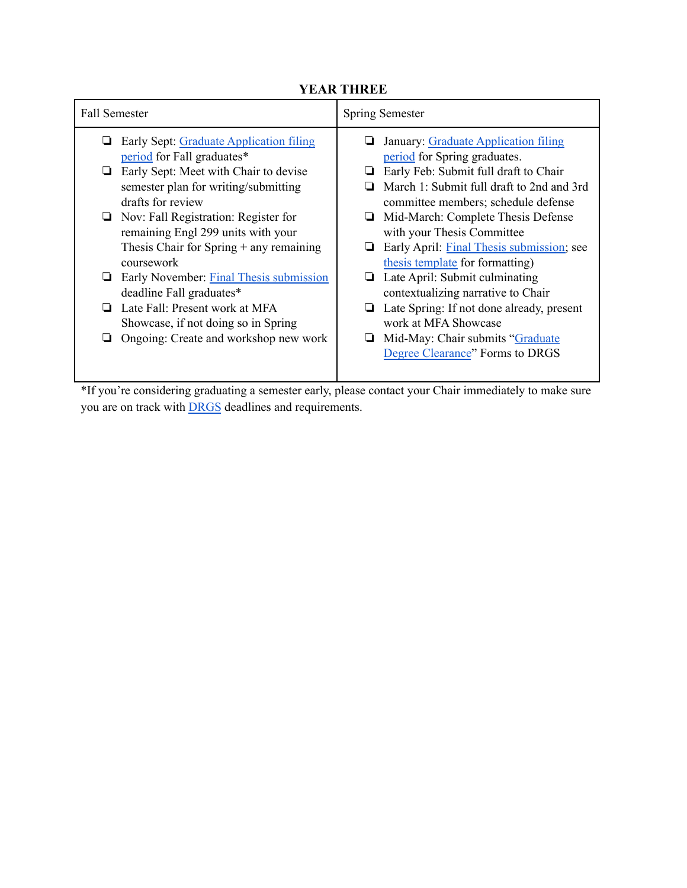**YEAR THREE**

| Fall Semester | Spring Semester |
|---|---|
| ❑ Early Sept: Graduate Application filing period for Fall graduates*<br>❑ Early Sept: Meet with Chair to devise semester plan for writing/submitting drafts for review<br>❑ Nov: Fall Registration: Register for remaining Engl 299 units with your Thesis Chair for Spring + any remaining coursework<br>❑ Early November: Final Thesis submission deadline Fall graduates*<br>❑ Late Fall: Present work at MFA Showcase, if not doing so in Spring<br>❑ Ongoing: Create and workshop new work | ❑ January: Graduate Application filing period for Spring graduates.<br>❑ Early Feb: Submit full draft to Chair<br>❑ March 1: Submit full draft to 2nd and 3rd committee members; schedule defense<br>❑ Mid-March: Complete Thesis Defense with your Thesis Committee<br>❑ Early April: Final Thesis submission; see thesis template for formatting)<br>❑ Late April: Submit culminating contextualizing narrative to Chair<br>❑ Late Spring: If not done already, present work at MFA Showcase<br>❑ Mid-May: Chair submits "Graduate Degree Clearance" Forms to DRGS |

*If you're considering graduating a semester early, please contact your Chair immediately to make sure you are on track with DRGS deadlines and requirements.